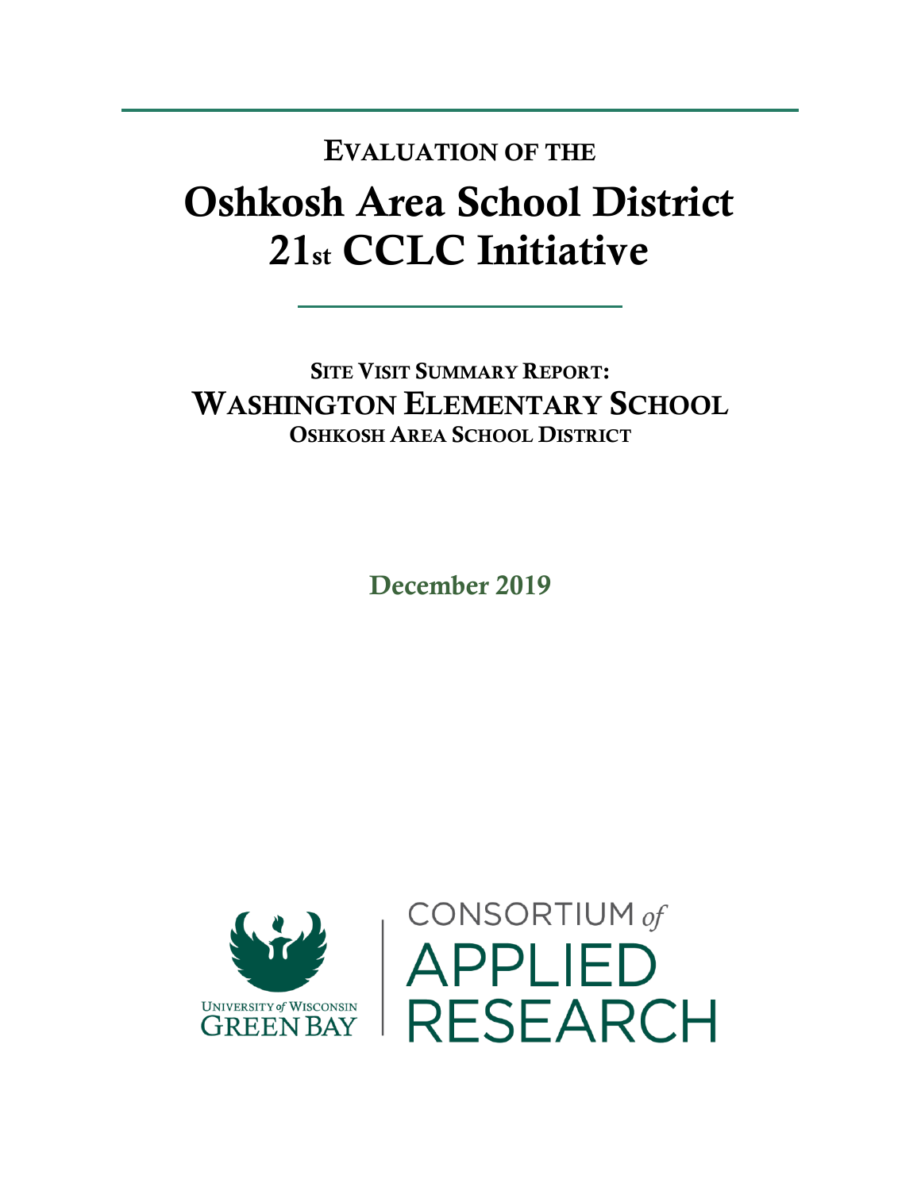EVALUATION OF THE

# Oshkosh Area School District 21st CCLC Initiative

## SITE VISIT SUMMARY REPORT: WASHINGTON ELEMENTARY SCHOOL

### OSHKOSH AREA SCHOOL DISTRICT

December 2019

UNIVERSITY of WISCONSIN GREEN BAY | CONSORTIUM of APPLIED RESEARCH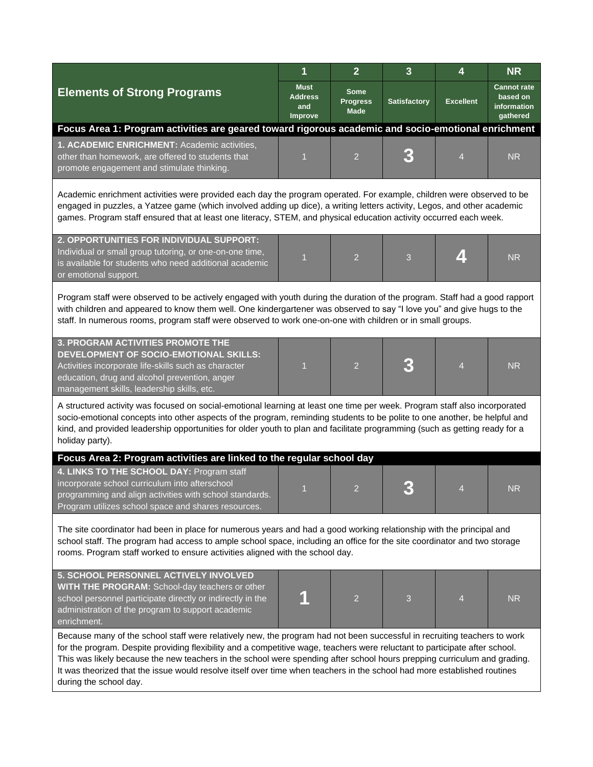| Elements of Strong Programs | 1<br>Must Address and Improve | 2<br>Some Progress Made | 3<br>Satisfactory | 4<br>Excellent | NR<br>Cannot rate based on information gathered |
|---|---|---|---|---|---|
| **Focus Area 1: Program activities are geared toward rigorous academic and socio-emotional enrichment** | | | | | |
| **1. ACADEMIC ENRICHMENT:** Academic activities, other than homework, are offered to students that promote engagement and stimulate thinking. | 1 | 2 | **3** | 4 | NR |
| Academic enrichment activities were provided each day the program operated. For example, children were observed to be engaged in puzzles, a Yatzee game (which involved adding up dice), a writing letters activity, Legos, and other academic games. Program staff ensured that at least one literacy, STEM, and physical education activity occurred each week. | | | | | |
| **2. OPPORTUNITIES FOR INDIVIDUAL SUPPORT:** Individual or small group tutoring, or one-on-one time, is available for students who need additional academic or emotional support. | 1 | 2 | 3 | **4** | NR |
| Program staff were observed to be actively engaged with youth during the duration of the program. Staff had a good rapport with children and appeared to know them well. One kindergartener was observed to say "I love you" and give hugs to the staff. In numerous rooms, program staff were observed to work one-on-one with children or in small groups. | | | | | |
| **3. PROGRAM ACTIVITIES PROMOTE THE DEVELOPMENT OF SOCIO-EMOTIONAL SKILLS:** Activities incorporate life-skills such as character education, drug and alcohol prevention, anger management skills, leadership skills, etc. | 1 | 2 | **3** | 4 | NR |
| A structured activity was focused on social-emotional learning at least one time per week. Program staff also incorporated socio-emotional concepts into other aspects of the program, reminding students to be polite to one another, be helpful and kind, and provided leadership opportunities for older youth to plan and facilitate programming (such as getting ready for a holiday party). | | | | | |
| **Focus Area 2: Program activities are linked to the regular school day** | | | | | |
| **4. LINKS TO THE SCHOOL DAY:** Program staff incorporate school curriculum into afterschool programming and align activities with school standards. Program utilizes school space and shares resources. | 1 | 2 | **3** | 4 | NR |
| The site coordinator had been in place for numerous years and had a good working relationship with the principal and school staff. The program had access to ample school space, including an office for the site coordinator and two storage rooms. Program staff worked to ensure activities aligned with the school day. | | | | | |
| **5. SCHOOL PERSONNEL ACTIVELY INVOLVED WITH THE PROGRAM:** School-day teachers or other school personnel participate directly or indirectly in the administration of the program to support academic enrichment. | **1** | 2 | 3 | 4 | NR |
| Because many of the school staff were relatively new, the program had not been successful in recruiting teachers to work for the program. Despite providing flexibility and a competitive wage, teachers were reluctant to participate after school. This was likely because the new teachers in the school were spending after school hours prepping curriculum and grading. It was theorized that the issue would resolve itself over time when teachers in the school had more established routines during the school day. | | | | | |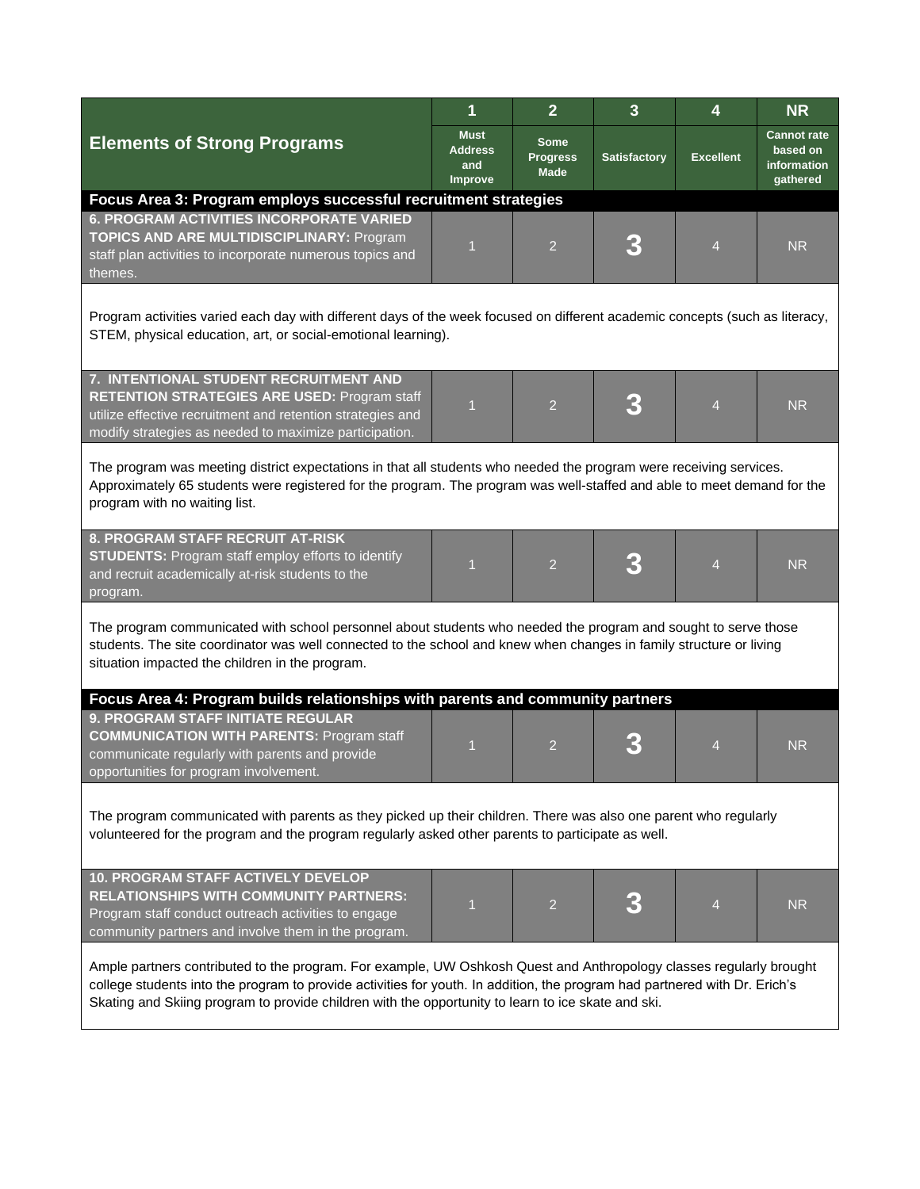| Elements of Strong Programs | 1 Must Address and Improve | 2 Some Progress Made | 3 Satisfactory | 4 Excellent | NR Cannot rate based on information gathered |
|---|---|---|---|---|---|
| **Focus Area 3: Program employs successful recruitment strategies** | | | | | |
| **6. PROGRAM ACTIVITIES INCORPORATE VARIED TOPICS AND ARE MULTIDISCIPLINARY:** Program staff plan activities to incorporate numerous topics and themes. | 1 | 2 | **3** | 4 | NR |
| Program activities varied each day with different days of the week focused on different academic concepts (such as literacy, STEM, physical education, art, or social-emotional learning). | | | | | |
| **7. INTENTIONAL STUDENT RECRUITMENT AND RETENTION STRATEGIES ARE USED:** Program staff utilize effective recruitment and retention strategies and modify strategies as needed to maximize participation. | 1 | 2 | **3** | 4 | NR |
| The program was meeting district expectations in that all students who needed the program were receiving services. Approximately 65 students were registered for the program. The program was well-staffed and able to meet demand for the program with no waiting list. | | | | | |
| **8. PROGRAM STAFF RECRUIT AT-RISK STUDENTS:** Program staff employ efforts to identify and recruit academically at-risk students to the program. | 1 | 2 | **3** | 4 | NR |
| The program communicated with school personnel about students who needed the program and sought to serve those students. The site coordinator was well connected to the school and knew when changes in family structure or living situation impacted the children in the program. | | | | | |
| **Focus Area 4: Program builds relationships with parents and community partners** | | | | | |
| **9. PROGRAM STAFF INITIATE REGULAR COMMUNICATION WITH PARENTS:** Program staff communicate regularly with parents and provide opportunities for program involvement. | 1 | 2 | **3** | 4 | NR |
| The program communicated with parents as they picked up their children. There was also one parent who regularly volunteered for the program and the program regularly asked other parents to participate as well. | | | | | |
| **10. PROGRAM STAFF ACTIVELY DEVELOP RELATIONSHIPS WITH COMMUNITY PARTNERS:** Program staff conduct outreach activities to engage community partners and involve them in the program. | 1 | 2 | **3** | 4 | NR |
| Ample partners contributed to the program. For example, UW Oshkosh Quest and Anthropology classes regularly brought college students into the program to provide activities for youth. In addition, the program had partnered with Dr. Erich's Skating and Skiing program to provide children with the opportunity to learn to ice skate and ski. | | | | | |